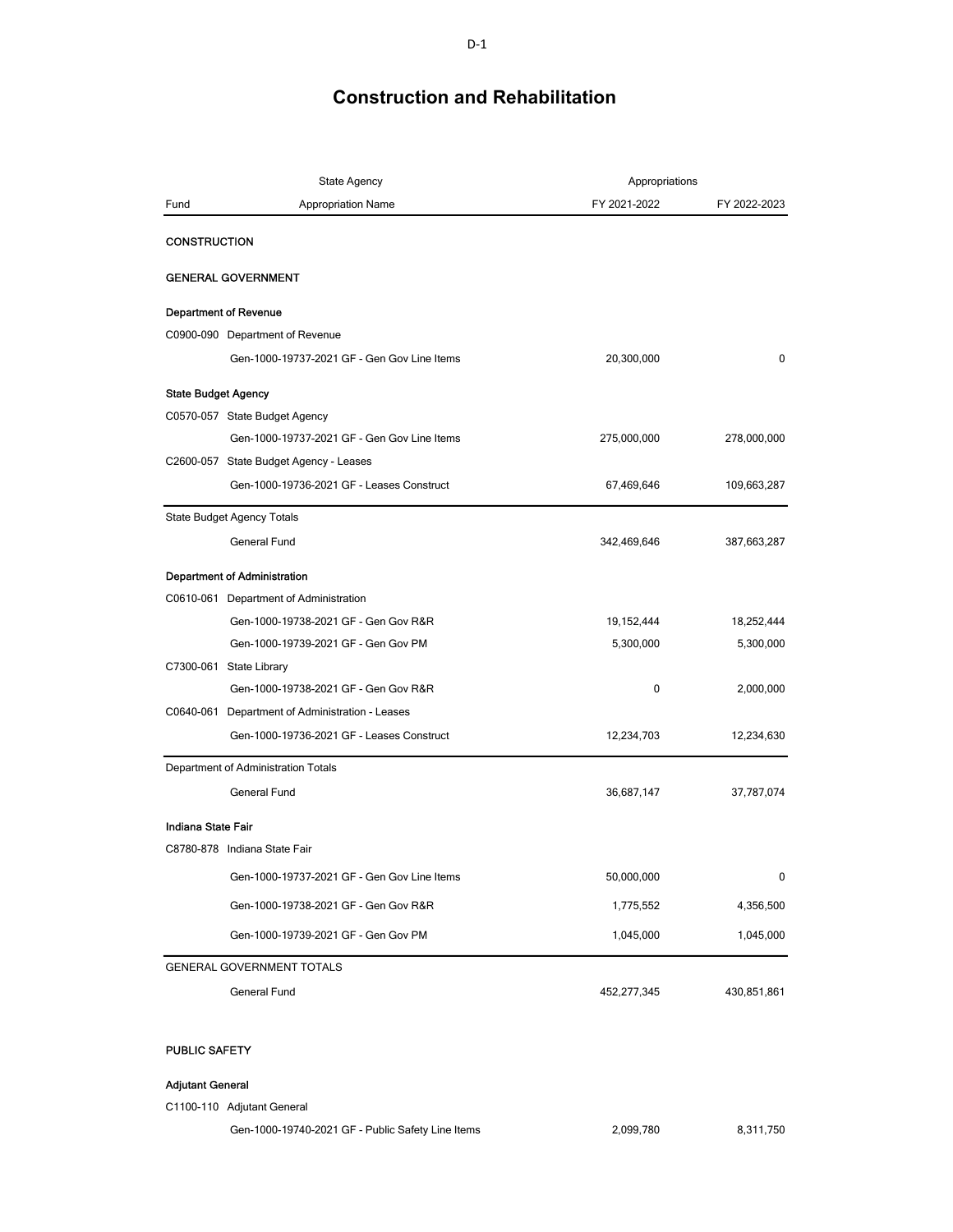# Construction and Rehabilitation

| State Agency | | Appropriations | |
|---|---|---|---|
| Fund | Appropriation Name | FY 2021-2022 | FY 2022-2023 |
| **CONSTRUCTION** | | | |
| **GENERAL GOVERNMENT** | | | |
| **Department of Revenue** | | | |
| C0900-090 | Department of Revenue | | |
| | Gen-1000-19737-2021 GF - Gen Gov Line Items | 20,300,000 | 0 |
| **State Budget Agency** | | | |
| C0570-057 | State Budget Agency | | |
| | Gen-1000-19737-2021 GF - Gen Gov Line Items | 275,000,000 | 278,000,000 |
| C2600-057 | State Budget Agency - Leases | | |
| | Gen-1000-19736-2021 GF - Leases Construct | 67,469,646 | 109,663,287 |
| State Budget Agency Totals | | | |
| | General Fund | 342,469,646 | 387,663,287 |
| **Department of Administration** | | | |
| C0610-061 | Department of Administration | | |
| | Gen-1000-19738-2021 GF - Gen Gov R&R | 19,152,444 | 18,252,444 |
| | Gen-1000-19739-2021 GF - Gen Gov PM | 5,300,000 | 5,300,000 |
| C7300-061 | State Library | | |
| | Gen-1000-19738-2021 GF - Gen Gov R&R | 0 | 2,000,000 |
| C0640-061 | Department of Administration - Leases | | |
| | Gen-1000-19736-2021 GF - Leases Construct | 12,234,703 | 12,234,630 |
| Department of Administration Totals | | | |
| | General Fund | 36,687,147 | 37,787,074 |
| **Indiana State Fair** | | | |
| C8780-878 | Indiana State Fair | | |
| | Gen-1000-19737-2021 GF - Gen Gov Line Items | 50,000,000 | 0 |
| | Gen-1000-19738-2021 GF - Gen Gov R&R | 1,775,552 | 4,356,500 |
| | Gen-1000-19739-2021 GF - Gen Gov PM | 1,045,000 | 1,045,000 |
| GENERAL GOVERNMENT TOTALS | | | |
| | General Fund | 452,277,345 | 430,851,861 |
| **PUBLIC SAFETY** | | | |
| **Adjutant General** | | | |
| C1100-110 | Adjutant General | | |
| | Gen-1000-19740-2021 GF - Public Safety Line Items | 2,099,780 | 8,311,750 |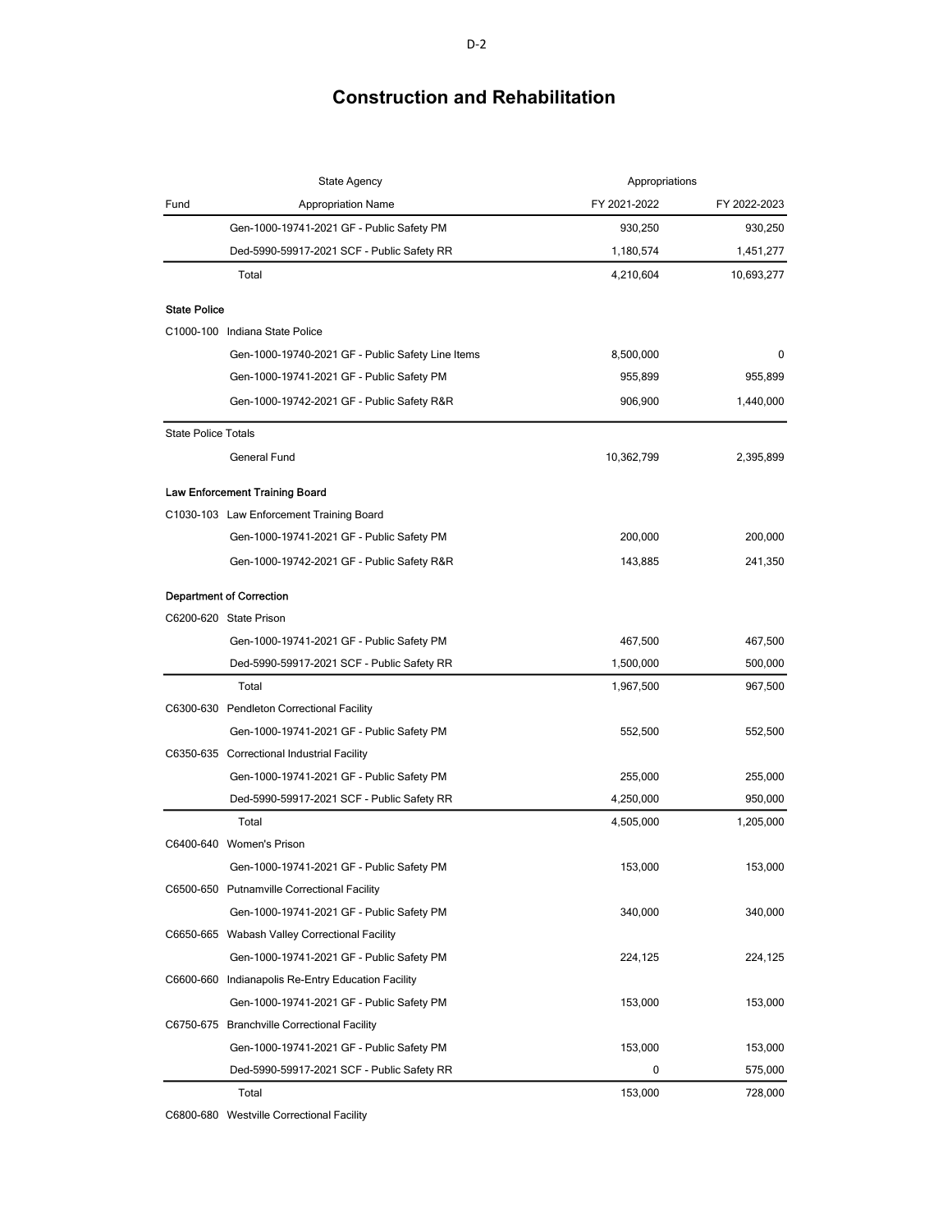# Construction and Rehabilitation

| Fund | State Agency / Appropriation Name | Appropriations FY 2021-2022 | FY 2022-2023 |
|---|---|---|---|
| | Gen-1000-19741-2021 GF - Public Safety PM | 930,250 | 930,250 |
| | Ded-5990-59917-2021 SCF - Public Safety RR | 1,180,574 | 1,451,277 |
| | Total | 4,210,604 | 10,693,277 |
| **State Police** | | | |
| C1000-100 | Indiana State Police | | |
| | Gen-1000-19740-2021 GF - Public Safety Line Items | 8,500,000 | 0 |
| | Gen-1000-19741-2021 GF - Public Safety PM | 955,899 | 955,899 |
| | Gen-1000-19742-2021 GF - Public Safety R&R | 906,900 | 1,440,000 |
| State Police Totals | | | |
| | General Fund | 10,362,799 | 2,395,899 |
| **Law Enforcement Training Board** | | | |
| C1030-103 | Law Enforcement Training Board | | |
| | Gen-1000-19741-2021 GF - Public Safety PM | 200,000 | 200,000 |
| | Gen-1000-19742-2021 GF - Public Safety R&R | 143,885 | 241,350 |
| **Department of Correction** | | | |
| C6200-620 | State Prison | | |
| | Gen-1000-19741-2021 GF - Public Safety PM | 467,500 | 467,500 |
| | Ded-5990-59917-2021 SCF - Public Safety RR | 1,500,000 | 500,000 |
| | Total | 1,967,500 | 967,500 |
| C6300-630 | Pendleton Correctional Facility | | |
| | Gen-1000-19741-2021 GF - Public Safety PM | 552,500 | 552,500 |
| C6350-635 | Correctional Industrial Facility | | |
| | Gen-1000-19741-2021 GF - Public Safety PM | 255,000 | 255,000 |
| | Ded-5990-59917-2021 SCF - Public Safety RR | 4,250,000 | 950,000 |
| | Total | 4,505,000 | 1,205,000 |
| C6400-640 | Women's Prison | | |
| | Gen-1000-19741-2021 GF - Public Safety PM | 153,000 | 153,000 |
| C6500-650 | Putnamville Correctional Facility | | |
| | Gen-1000-19741-2021 GF - Public Safety PM | 340,000 | 340,000 |
| C6650-665 | Wabash Valley Correctional Facility | | |
| | Gen-1000-19741-2021 GF - Public Safety PM | 224,125 | 224,125 |
| C6600-660 | Indianapolis Re-Entry Education Facility | | |
| | Gen-1000-19741-2021 GF - Public Safety PM | 153,000 | 153,000 |
| C6750-675 | Branchville Correctional Facility | | |
| | Gen-1000-19741-2021 GF - Public Safety PM | 153,000 | 153,000 |
| | Ded-5990-59917-2021 SCF - Public Safety RR | 0 | 575,000 |
| | Total | 153,000 | 728,000 |
| C6800-680 | Westville Correctional Facility | | |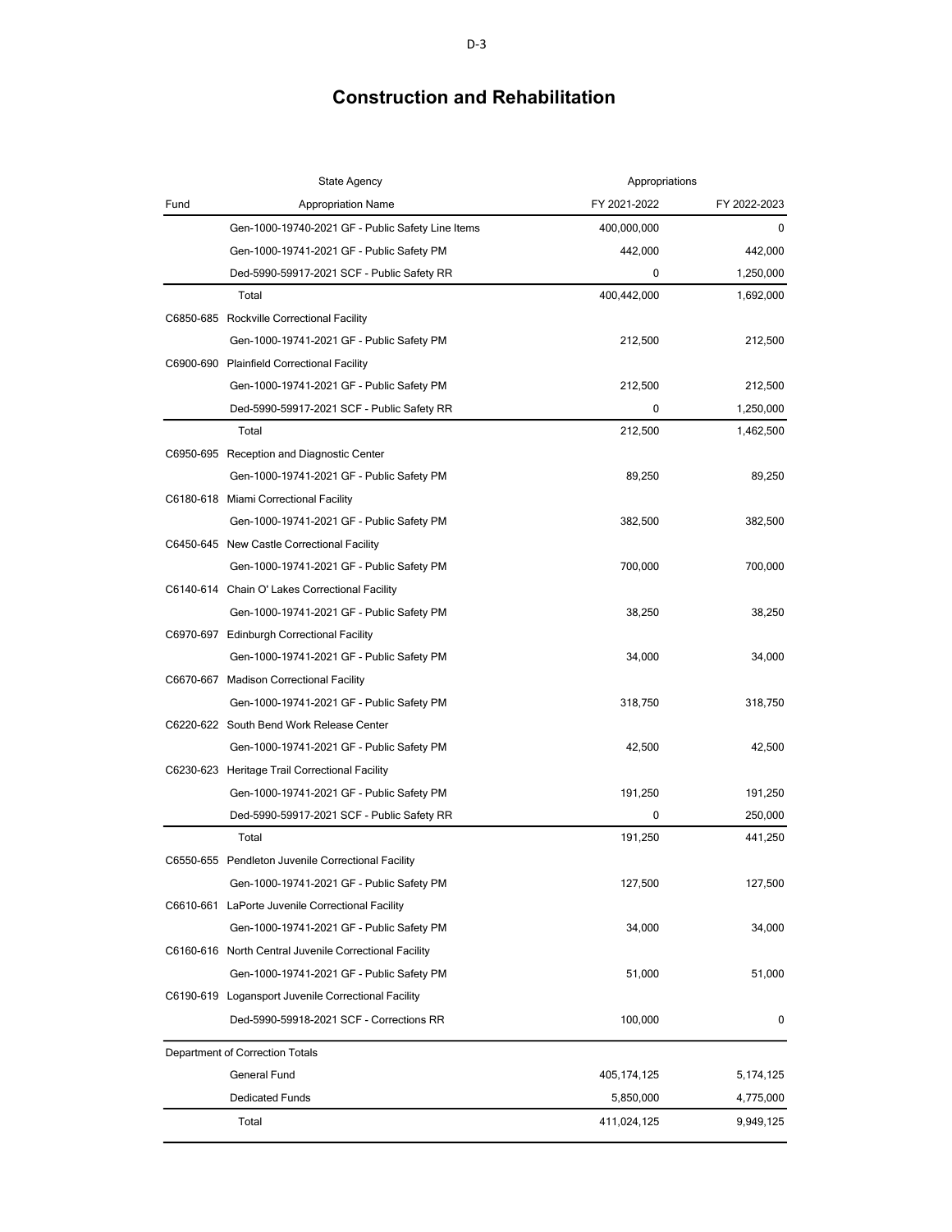# Construction and Rehabilitation

| Fund | State Agency<br>Appropriation Name | Appropriations<br>FY 2021-2022 | FY 2022-2023 |
|---|---|---|---|
| | Gen-1000-19740-2021 GF - Public Safety Line Items | 400,000,000 | 0 |
| | Gen-1000-19741-2021 GF - Public Safety PM | 442,000 | 442,000 |
| | Ded-5990-59917-2021 SCF - Public Safety RR | 0 | 1,250,000 |
| | Total | 400,442,000 | 1,692,000 |
| C6850-685 | Rockville Correctional Facility | | |
| | Gen-1000-19741-2021 GF - Public Safety PM | 212,500 | 212,500 |
| C6900-690 | Plainfield Correctional Facility | | |
| | Gen-1000-19741-2021 GF - Public Safety PM | 212,500 | 212,500 |
| | Ded-5990-59917-2021 SCF - Public Safety RR | 0 | 1,250,000 |
| | Total | 212,500 | 1,462,500 |
| C6950-695 | Reception and Diagnostic Center | | |
| | Gen-1000-19741-2021 GF - Public Safety PM | 89,250 | 89,250 |
| C6180-618 | Miami Correctional Facility | | |
| | Gen-1000-19741-2021 GF - Public Safety PM | 382,500 | 382,500 |
| C6450-645 | New Castle Correctional Facility | | |
| | Gen-1000-19741-2021 GF - Public Safety PM | 700,000 | 700,000 |
| C6140-614 | Chain O' Lakes Correctional Facility | | |
| | Gen-1000-19741-2021 GF - Public Safety PM | 38,250 | 38,250 |
| C6970-697 | Edinburgh Correctional Facility | | |
| | Gen-1000-19741-2021 GF - Public Safety PM | 34,000 | 34,000 |
| C6670-667 | Madison Correctional Facility | | |
| | Gen-1000-19741-2021 GF - Public Safety PM | 318,750 | 318,750 |
| C6220-622 | South Bend Work Release Center | | |
| | Gen-1000-19741-2021 GF - Public Safety PM | 42,500 | 42,500 |
| C6230-623 | Heritage Trail Correctional Facility | | |
| | Gen-1000-19741-2021 GF - Public Safety PM | 191,250 | 191,250 |
| | Ded-5990-59917-2021 SCF - Public Safety RR | 0 | 250,000 |
| | Total | 191,250 | 441,250 |
| C6550-655 | Pendleton Juvenile Correctional Facility | | |
| | Gen-1000-19741-2021 GF - Public Safety PM | 127,500 | 127,500 |
| C6610-661 | LaPorte Juvenile Correctional Facility | | |
| | Gen-1000-19741-2021 GF - Public Safety PM | 34,000 | 34,000 |
| C6160-616 | North Central Juvenile Correctional Facility | | |
| | Gen-1000-19741-2021 GF - Public Safety PM | 51,000 | 51,000 |
| C6190-619 | Logansport Juvenile Correctional Facility | | |
| | Ded-5990-59918-2021 SCF - Corrections RR | 100,000 | 0 |
| Department of Correction Totals | | | |
| | General Fund | 405,174,125 | 5,174,125 |
| | Dedicated Funds | 5,850,000 | 4,775,000 |
| | Total | 411,024,125 | 9,949,125 |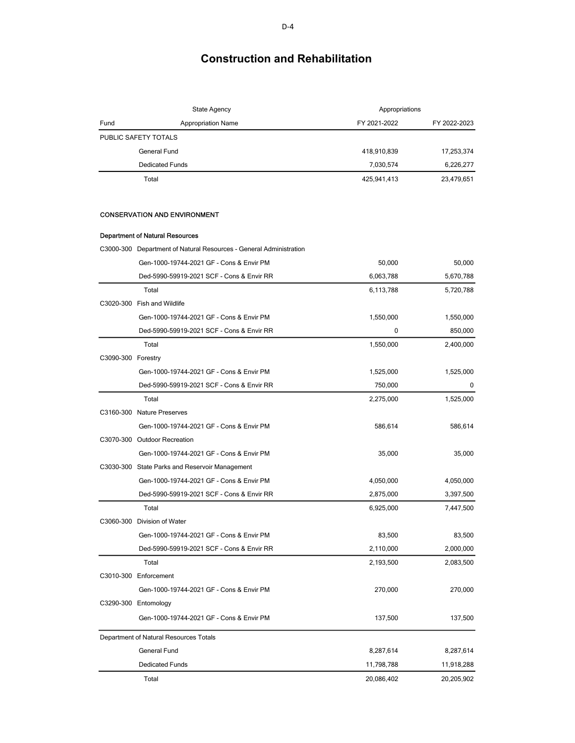# Construction and Rehabilitation

| Fund | State Agency / Appropriation Name | Appropriations FY 2021-2022 | FY 2022-2023 |
|---|---|---|---|
| PUBLIC SAFETY TOTALS | | | |
| | General Fund | 418,910,839 | 17,253,374 |
| | Dedicated Funds | 7,030,574 | 6,226,277 |
| | Total | 425,941,413 | 23,479,651 |
| **CONSERVATION AND ENVIRONMENT** | | | |
| **Department of Natural Resources** | | | |
| C3000-300 | Department of Natural Resources - General Administration | | |
| | Gen-1000-19744-2021 GF - Cons & Envir PM | 50,000 | 50,000 |
| | Ded-5990-59919-2021 SCF - Cons & Envir RR | 6,063,788 | 5,670,788 |
| | Total | 6,113,788 | 5,720,788 |
| C3020-300 | Fish and Wildlife | | |
| | Gen-1000-19744-2021 GF - Cons & Envir PM | 1,550,000 | 1,550,000 |
| | Ded-5990-59919-2021 SCF - Cons & Envir RR | 0 | 850,000 |
| | Total | 1,550,000 | 2,400,000 |
| C3090-300 | Forestry | | |
| | Gen-1000-19744-2021 GF - Cons & Envir PM | 1,525,000 | 1,525,000 |
| | Ded-5990-59919-2021 SCF - Cons & Envir RR | 750,000 | 0 |
| | Total | 2,275,000 | 1,525,000 |
| C3160-300 | Nature Preserves | | |
| | Gen-1000-19744-2021 GF - Cons & Envir PM | 586,614 | 586,614 |
| C3070-300 | Outdoor Recreation | | |
| | Gen-1000-19744-2021 GF - Cons & Envir PM | 35,000 | 35,000 |
| C3030-300 | State Parks and Reservoir Management | | |
| | Gen-1000-19744-2021 GF - Cons & Envir PM | 4,050,000 | 4,050,000 |
| | Ded-5990-59919-2021 SCF - Cons & Envir RR | 2,875,000 | 3,397,500 |
| | Total | 6,925,000 | 7,447,500 |
| C3060-300 | Division of Water | | |
| | Gen-1000-19744-2021 GF - Cons & Envir PM | 83,500 | 83,500 |
| | Ded-5990-59919-2021 SCF - Cons & Envir RR | 2,110,000 | 2,000,000 |
| | Total | 2,193,500 | 2,083,500 |
| C3010-300 | Enforcement | | |
| | Gen-1000-19744-2021 GF - Cons & Envir PM | 270,000 | 270,000 |
| C3290-300 | Entomology | | |
| | Gen-1000-19744-2021 GF - Cons & Envir PM | 137,500 | 137,500 |
| Department of Natural Resources Totals | | | |
| | General Fund | 8,287,614 | 8,287,614 |
| | Dedicated Funds | 11,798,788 | 11,918,288 |
| | Total | 20,086,402 | 20,205,902 |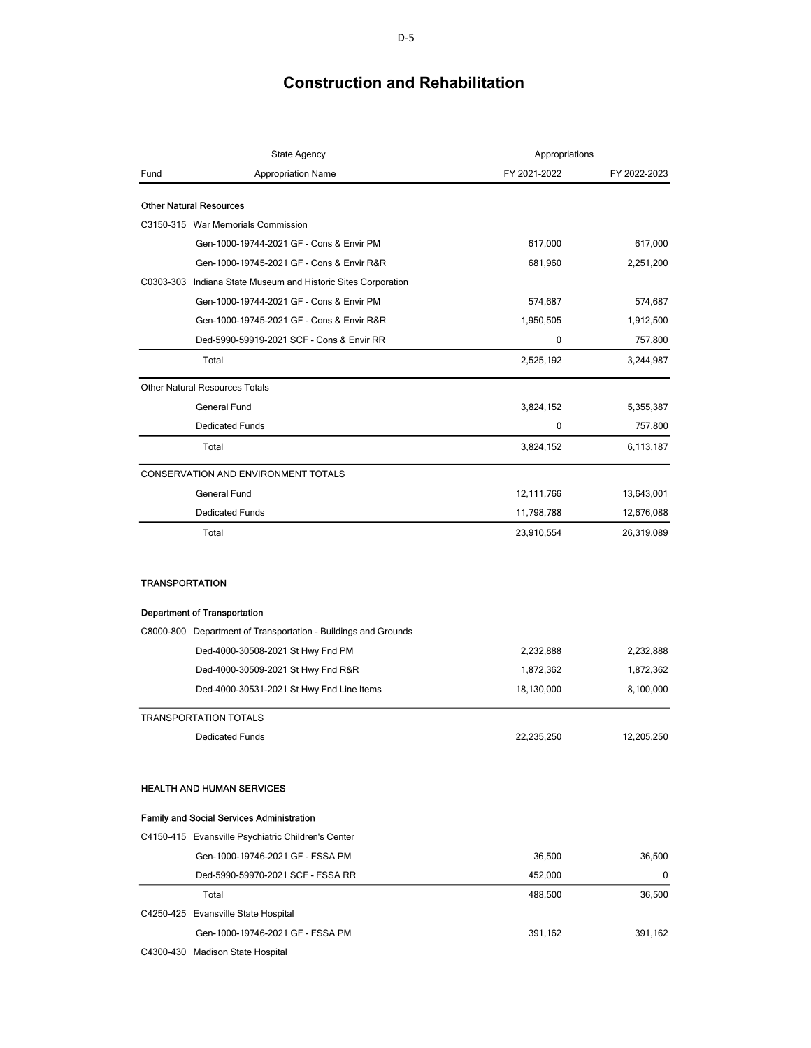# Construction and Rehabilitation

| Fund | State Agency / Appropriation Name | FY 2021-2022 | FY 2022-2023 |
|---|---|---|---|
| **Other Natural Resources** | | | |
| C3150-315 | War Memorials Commission | | |
| | Gen-1000-19744-2021 GF - Cons & Envir PM | 617,000 | 617,000 |
| | Gen-1000-19745-2021 GF - Cons & Envir R&R | 681,960 | 2,251,200 |
| C0303-303 | Indiana State Museum and Historic Sites Corporation | | |
| | Gen-1000-19744-2021 GF - Cons & Envir PM | 574,687 | 574,687 |
| | Gen-1000-19745-2021 GF - Cons & Envir R&R | 1,950,505 | 1,912,500 |
| | Ded-5990-59919-2021 SCF - Cons & Envir RR | 0 | 757,800 |
| | Total | 2,525,192 | 3,244,987 |
| Other Natural Resources Totals | | | |
| | General Fund | 3,824,152 | 5,355,387 |
| | Dedicated Funds | 0 | 757,800 |
| | Total | 3,824,152 | 6,113,187 |
| CONSERVATION AND ENVIRONMENT TOTALS | | | |
| | General Fund | 12,111,766 | 13,643,001 |
| | Dedicated Funds | 11,798,788 | 12,676,088 |
| | Total | 23,910,554 | 26,319,089 |
| **TRANSPORTATION** | | | |
| **Department of Transportation** | | | |
| C8000-800 | Department of Transportation - Buildings and Grounds | | |
| | Ded-4000-30508-2021 St Hwy Fnd PM | 2,232,888 | 2,232,888 |
| | Ded-4000-30509-2021 St Hwy Fnd R&R | 1,872,362 | 1,872,362 |
| | Ded-4000-30531-2021 St Hwy Fnd Line Items | 18,130,000 | 8,100,000 |
| TRANSPORTATION TOTALS | | | |
| | Dedicated Funds | 22,235,250 | 12,205,250 |
| **HEALTH AND HUMAN SERVICES** | | | |
| **Family and Social Services Administration** | | | |
| C4150-415 | Evansville Psychiatric Children's Center | | |
| | Gen-1000-19746-2021 GF - FSSA PM | 36,500 | 36,500 |
| | Ded-5990-59970-2021 SCF - FSSA RR | 452,000 | 0 |
| | Total | 488,500 | 36,500 |
| C4250-425 | Evansville State Hospital | | |
| | Gen-1000-19746-2021 GF - FSSA PM | 391,162 | 391,162 |
| C4300-430 | Madison State Hospital | | |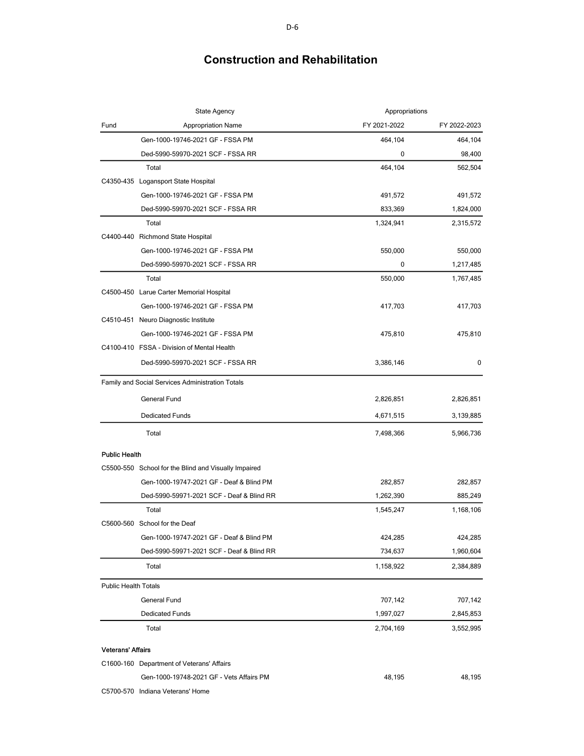# Construction and Rehabilitation

| Fund | State Agency / Appropriation Name | FY 2021-2022 | FY 2022-2023 |
|---|---|---|---|
| | Gen-1000-19746-2021 GF - FSSA PM | 464,104 | 464,104 |
| | Ded-5990-59970-2021 SCF - FSSA RR | 0 | 98,400 |
| | Total | 464,104 | 562,504 |
| C4350-435 | Logansport State Hospital | | |
| | Gen-1000-19746-2021 GF - FSSA PM | 491,572 | 491,572 |
| | Ded-5990-59970-2021 SCF - FSSA RR | 833,369 | 1,824,000 |
| | Total | 1,324,941 | 2,315,572 |
| C4400-440 | Richmond State Hospital | | |
| | Gen-1000-19746-2021 GF - FSSA PM | 550,000 | 550,000 |
| | Ded-5990-59970-2021 SCF - FSSA RR | 0 | 1,217,485 |
| | Total | 550,000 | 1,767,485 |
| C4500-450 | Larue Carter Memorial Hospital | | |
| | Gen-1000-19746-2021 GF - FSSA PM | 417,703 | 417,703 |
| C4510-451 | Neuro Diagnostic Institute | | |
| | Gen-1000-19746-2021 GF - FSSA PM | 475,810 | 475,810 |
| C4100-410 | FSSA - Division of Mental Health | | |
| | Ded-5990-59970-2021 SCF - FSSA RR | 3,386,146 | 0 |
| Family and Social Services Administration Totals | | | |
| | General Fund | 2,826,851 | 2,826,851 |
| | Dedicated Funds | 4,671,515 | 3,139,885 |
| | Total | 7,498,366 | 5,966,736 |
| **Public Health** | | | |
| C5500-550 | School for the Blind and Visually Impaired | | |
| | Gen-1000-19747-2021 GF - Deaf & Blind PM | 282,857 | 282,857 |
| | Ded-5990-59971-2021 SCF - Deaf & Blind RR | 1,262,390 | 885,249 |
| | Total | 1,545,247 | 1,168,106 |
| C5600-560 | School for the Deaf | | |
| | Gen-1000-19747-2021 GF - Deaf & Blind PM | 424,285 | 424,285 |
| | Ded-5990-59971-2021 SCF - Deaf & Blind RR | 734,637 | 1,960,604 |
| | Total | 1,158,922 | 2,384,889 |
| Public Health Totals | | | |
| | General Fund | 707,142 | 707,142 |
| | Dedicated Funds | 1,997,027 | 2,845,853 |
| | Total | 2,704,169 | 3,552,995 |
| **Veterans' Affairs** | | | |
| C1600-160 | Department of Veterans' Affairs | | |
| | Gen-1000-19748-2021 GF - Vets Affairs PM | 48,195 | 48,195 |
| C5700-570 | Indiana Veterans' Home | | |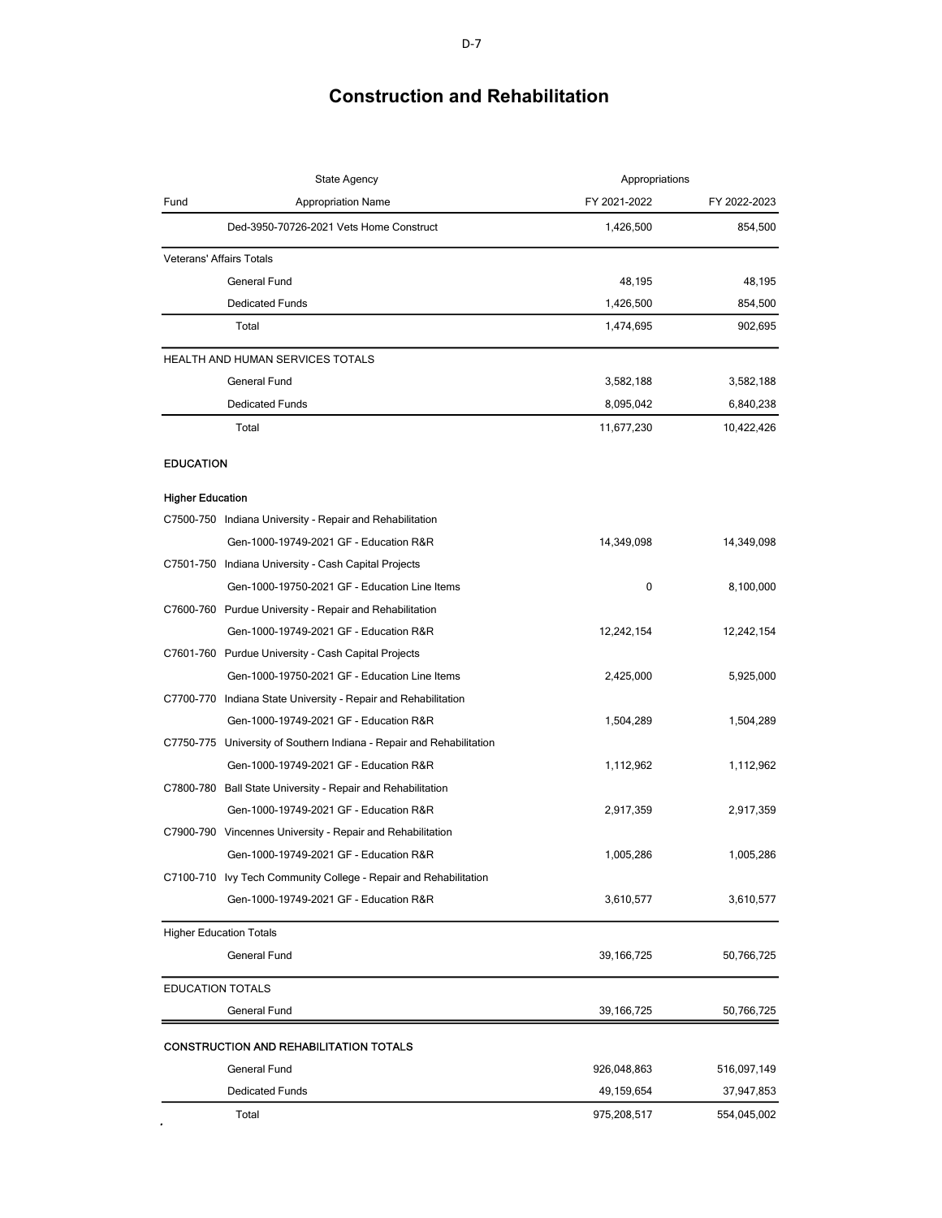# Construction and Rehabilitation

| State Agency | | Appropriations | |
|---|---|---|---|
| Fund | Appropriation Name | FY 2021-2022 | FY 2022-2023 |
| | Ded-3950-70726-2021 Vets Home Construct | 1,426,500 | 854,500 |
| Veterans' Affairs Totals | | | |
| | General Fund | 48,195 | 48,195 |
| | Dedicated Funds | 1,426,500 | 854,500 |
| | Total | 1,474,695 | 902,695 |
| HEALTH AND HUMAN SERVICES TOTALS | | | |
| | General Fund | 3,582,188 | 3,582,188 |
| | Dedicated Funds | 8,095,042 | 6,840,238 |
| | Total | 11,677,230 | 10,422,426 |
| **EDUCATION** | | | |
| **Higher Education** | | | |
| C7500-750 | Indiana University - Repair and Rehabilitation | | |
| | Gen-1000-19749-2021 GF - Education R&R | 14,349,098 | 14,349,098 |
| C7501-750 | Indiana University - Cash Capital Projects | | |
| | Gen-1000-19750-2021 GF - Education Line Items | 0 | 8,100,000 |
| C7600-760 | Purdue University - Repair and Rehabilitation | | |
| | Gen-1000-19749-2021 GF - Education R&R | 12,242,154 | 12,242,154 |
| C7601-760 | Purdue University - Cash Capital Projects | | |
| | Gen-1000-19750-2021 GF - Education Line Items | 2,425,000 | 5,925,000 |
| C7700-770 | Indiana State University - Repair and Rehabilitation | | |
| | Gen-1000-19749-2021 GF - Education R&R | 1,504,289 | 1,504,289 |
| C7750-775 | University of Southern Indiana - Repair and Rehabilitation | | |
| | Gen-1000-19749-2021 GF - Education R&R | 1,112,962 | 1,112,962 |
| C7800-780 | Ball State University - Repair and Rehabilitation | | |
| | Gen-1000-19749-2021 GF - Education R&R | 2,917,359 | 2,917,359 |
| C7900-790 | Vincennes University - Repair and Rehabilitation | | |
| | Gen-1000-19749-2021 GF - Education R&R | 1,005,286 | 1,005,286 |
| C7100-710 | Ivy Tech Community College - Repair and Rehabilitation | | |
| | Gen-1000-19749-2021 GF - Education R&R | 3,610,577 | 3,610,577 |
| Higher Education Totals | | | |
| | General Fund | 39,166,725 | 50,766,725 |
| EDUCATION TOTALS | | | |
| | General Fund | 39,166,725 | 50,766,725 |
| CONSTRUCTION AND REHABILITATION TOTALS | | | |
| | General Fund | 926,048,863 | 516,097,149 |
| | Dedicated Funds | 49,159,654 | 37,947,853 |
| | Total | 975,208,517 | 554,045,002 |